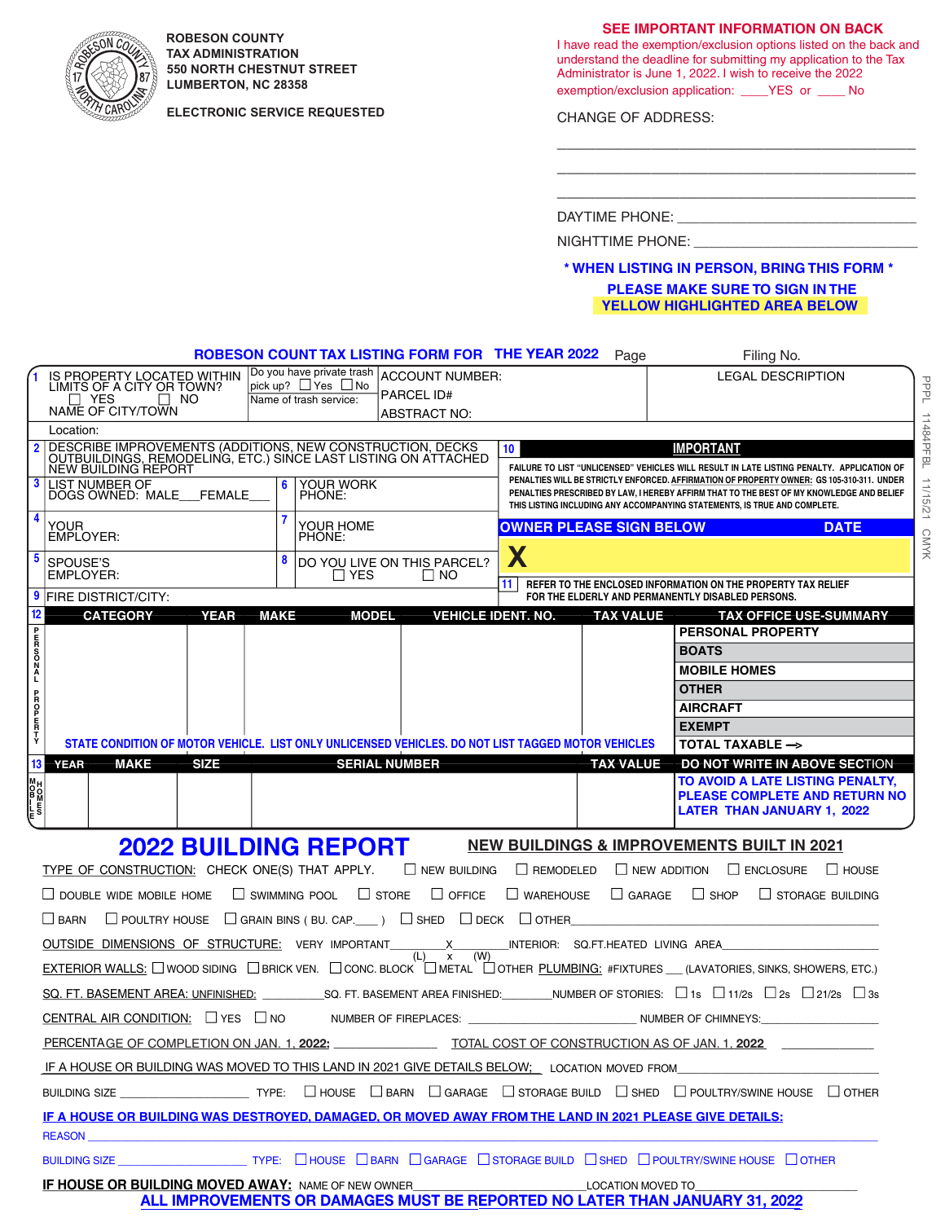ROBESON COUNTY
TAX ADMINISTRATION
550 NORTH CHESTNUT STREET
LUMBERTON, NC 28358

ELECTRONIC SERVICE REQUESTED

**SEE IMPORTANT INFORMATION ON BACK**

I have read the exemption/exclusion options listed on the back and understand the deadline for submitting my application to the Tax Administrator is June 1, 2022. I wish to receive the 2022 exemption/exclusion application: ____YES or ____ No

CHANGE OF ADDRESS:

______________________________________________

______________________________________________

______________________________________________

DAYTIME PHONE: ______________________________

NIGHTTIME PHONE: ____________________________

**\* WHEN LISTING IN PERSON, BRING THIS FORM \***

**PLEASE MAKE SURE TO SIGN IN THE YELLOW HIGHLIGHTED AREA BELOW**

## ROBESON COUNTY TAX LISTING FORM FOR THE YEAR 2022

Page Filing No.

**1** IS PROPERTY LOCATED WITHIN LIMITS OF A CITY OR TOWN? ☐ YES ☐ NO
NAME OF CITY/TOWN

Do you have private trash pick up? ☐ Yes ☐ No
Name of trash service:

ACCOUNT NUMBER:
PARCEL ID#
ABSTRACT NO:

LEGAL DESCRIPTION

Location:

**2** DESCRIBE IMPROVEMENTS (ADDITIONS, NEW CONSTRUCTION, DECKS OUTBUILDINGS, REMODELING, ETC.) SINCE LAST LISTING ON ATTACHED NEW BUILDING REPORT

**3** LIST NUMBER OF DOGS OWNED: MALE___FEMALE___

**4** YOUR EMPLOYER:

**5** SPOUSE'S EMPLOYER:

**6** YOUR WORK PHONE:

**7** YOUR HOME PHONE:

**8** DO YOU LIVE ON THIS PARCEL? ☐ YES ☐ NO

**9** FIRE DISTRICT/CITY:

**10** **IMPORTANT**

FAILURE TO LIST "UNLICENSED" VEHICLES WILL RESULT IN LATE LISTING PENALTY. APPLICATION OF PENALTIES WILL BE STRICTLY ENFORCED. AFFIRMATION OF PROPERTY OWNER: GS 105-310-311. UNDER PENALTIES PRESCRIBED BY LAW, I HEREBY AFFIRM THAT TO THE BEST OF MY KNOWLEDGE AND BELIEF THIS LISTING INCLUDING ANY ACCOMPANYING STATEMENTS, IS TRUE AND COMPLETE.

**OWNER PLEASE SIGN BELOW** **DATE**

**X**

**11** REFER TO THE ENCLOSED INFORMATION ON THE PROPERTY TAX RELIEF FOR THE ELDERLY AND PERMANENTLY DISABLED PERSONS.

**12** PERSONAL PROPERTY

| CATEGORY | YEAR | MAKE | MODEL | VEHICLE IDENT. NO. | TAX VALUE | TAX OFFICE USE-SUMMARY |
|---|---|---|---|---|---|---|
| | | | | | | PERSONAL PROPERTY |
| | | | | | | BOATS |
| | | | | | | MOBILE HOMES |
| | | | | | | OTHER |
| | | | | | | AIRCRAFT |
| | | | | | | EXEMPT |
| STATE CONDITION OF MOTOR VEHICLE. LIST ONLY UNLICENSED VEHICLES. DO NOT LIST TAGGED MOTOR VEHICLES | | | | | | TOTAL TAXABLE —> |

**13** MOBILE HOMES

| YEAR | MAKE | SIZE | SERIAL NUMBER | TAX VALUE | DO NOT WRITE IN ABOVE SECTION |
|---|---|---|---|---|---|
| | | | | | TO AVOID A LATE LISTING PENALTY, PLEASE COMPLETE AND RETURN NO LATER THAN JANUARY 1, 2022 |

# 2022 BUILDING REPORT

## NEW BUILDINGS & IMPROVEMENTS BUILT IN 2021

TYPE OF CONSTRUCTION: CHECK ONE(S) THAT APPLY. ☐ NEW BUILDING ☐ REMODELED ☐ NEW ADDITION ☐ ENCLOSURE ☐ HOUSE ☐ DOUBLE WIDE MOBILE HOME ☐ SWIMMING POOL ☐ STORE ☐ OFFICE ☐ WAREHOUSE ☐ GARAGE ☐ SHOP ☐ STORAGE BUILDING ☐ BARN ☐ POULTRY HOUSE ☐ GRAIN BINS ( BU. CAP.____ ) ☐ SHED ☐ DECK ☐ OTHER____________

OUTSIDE DIMENSIONS OF STRUCTURE: VERY IMPORTANT________X________ (L) x (W) INTERIOR: SQ.FT.HEATED LIVING AREA____________

EXTERIOR WALLS: ☐ WOOD SIDING ☐ BRICK VEN. ☐ CONC. BLOCK ☐ METAL ☐ OTHER PLUMBING: #FIXTURES ___ (LAVATORIES, SINKS, SHOWERS, ETC.)

SQ. FT. BASEMENT AREA: UNFINISHED: __________SQ. FT. BASEMENT AREA FINISHED:_______NUMBER OF STORIES: ☐ 1s ☐ 11/2s ☐ 2s ☐ 21/2s ☐ 3s

CENTRAL AIR CONDITION: ☐ YES ☐ NO NUMBER OF FIREPLACES: ______________ NUMBER OF CHIMNEYS:____________

PERCENTAGE OF COMPLETION ON JAN. 1, 2022: ____________ TOTAL COST OF CONSTRUCTION AS OF JAN. 1, 2022 ____________

IF A HOUSE OR BUILDING WAS MOVED TO THIS LAND IN 2021 GIVE DETAILS BELOW; LOCATION MOVED FROM____________

BUILDING SIZE ______________ TYPE: ☐ HOUSE ☐ BARN ☐ GARAGE ☐ STORAGE BUILD ☐ SHED ☐ POULTRY/SWINE HOUSE ☐ OTHER

**IF A HOUSE OR BUILDING WAS DESTROYED, DAMAGED, OR MOVED AWAY FROM THE LAND IN 2021 PLEASE GIVE DETAILS:**

REASON ____________________________________________

BUILDING SIZE ______________ TYPE: ☐ HOUSE ☐ BARN ☐ GARAGE ☐ STORAGE BUILD ☐ SHED ☐ POULTRY/SWINE HOUSE ☐ OTHER

**IF HOUSE OR BUILDING MOVED AWAY:** NAME OF NEW OWNER______________LOCATION MOVED TO______________

**ALL IMPROVEMENTS OR DAMAGES MUST BE REPORTED NO LATER THAN JANUARY 31, 2022**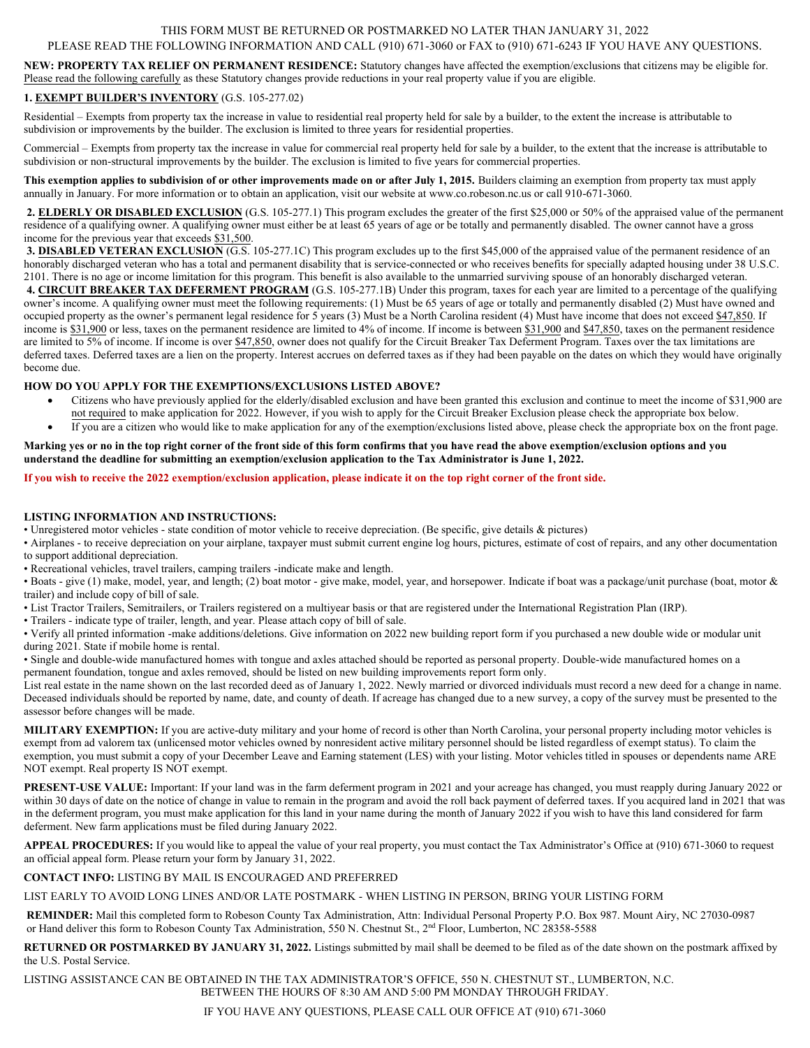THIS FORM MUST BE RETURNED OR POSTMARKED NO LATER THAN JANUARY 31, 2022

PLEASE READ THE FOLLOWING INFORMATION AND CALL (910) 671-3060 or FAX to (910) 671-6243 IF YOU HAVE ANY QUESTIONS.

**NEW: PROPERTY TAX RELIEF ON PERMANENT RESIDENCE:** Statutory changes have affected the exemption/exclusions that citizens may be eligible for. Please read the following carefully as these Statutory changes provide reductions in your real property value if you are eligible.

**1. EXEMPT BUILDER'S INVENTORY** (G.S. 105-277.02)

Residential – Exempts from property tax the increase in value to residential real property held for sale by a builder, to the extent the increase is attributable to subdivision or improvements by the builder. The exclusion is limited to three years for residential properties.

Commercial – Exempts from property tax the increase in value for commercial real property held for sale by a builder, to the extent that the increase is attributable to subdivision or non-structural improvements by the builder. The exclusion is limited to five years for commercial properties.

**This exemption applies to subdivision of or other improvements made on or after July 1, 2015.** Builders claiming an exemption from property tax must apply annually in January. For more information or to obtain an application, visit our website at www.co.robeson.nc.us or call 910-671-3060.

**2. ELDERLY OR DISABLED EXCLUSION** (G.S. 105-277.1) This program excludes the greater of the first $25,000 or 50% of the appraised value of the permanent residence of a qualifying owner. A qualifying owner must either be at least 65 years of age or be totally and permanently disabled. The owner cannot have a gross income for the previous year that exceeds $31,500.

**3. DISABLED VETERAN EXCLUSION** (G.S. 105-277.1C) This program excludes up to the first $45,000 of the appraised value of the permanent residence of an honorably discharged veteran who has a total and permanent disability that is service-connected or who receives benefits for specially adapted housing under 38 U.S.C. 2101. There is no age or income limitation for this program. This benefit is also available to the unmarried surviving spouse of an honorably discharged veteran.

**4. CIRCUIT BREAKER TAX DEFERMENT PROGRAM** (G.S. 105-277.1B) Under this program, taxes for each year are limited to a percentage of the qualifying owner's income. A qualifying owner must meet the following requirements: (1) Must be 65 years of age or totally and permanently disabled (2) Must have owned and occupied property as the owner's permanent legal residence for 5 years (3) Must be a North Carolina resident (4) Must have income that does not exceed $47,850. If income is $31,900 or less, taxes on the permanent residence are limited to 4% of income. If income is between $31,900 and $47,850, taxes on the permanent residence are limited to 5% of income. If income is over $47,850, owner does not qualify for the Circuit Breaker Tax Deferment Program. Taxes over the tax limitations are deferred taxes. Deferred taxes are a lien on the property. Interest accrues on deferred taxes as if they had been payable on the dates on which they would have originally become due.

**HOW DO YOU APPLY FOR THE EXEMPTIONS/EXCLUSIONS LISTED ABOVE?**

- Citizens who have previously applied for the elderly/disabled exclusion and have been granted this exclusion and continue to meet the income of $31,900 are not required to make application for 2022. However, if you wish to apply for the Circuit Breaker Exclusion please check the appropriate box below.
- If you are a citizen who would like to make application for any of the exemption/exclusions listed above, please check the appropriate box on the front page.

**Marking yes or no in the top right corner of the front side of this form confirms that you have read the above exemption/exclusion options and you understand the deadline for submitting an exemption/exclusion application to the Tax Administrator is June 1, 2022.**

**If you wish to receive the 2022 exemption/exclusion application, please indicate it on the top right corner of the front side.**

**LISTING INFORMATION AND INSTRUCTIONS:**

- Unregistered motor vehicles - state condition of motor vehicle to receive depreciation. (Be specific, give details & pictures)
- Airplanes - to receive depreciation on your airplane, taxpayer must submit current engine log hours, pictures, estimate of cost of repairs, and any other documentation to support additional depreciation.
- Recreational vehicles, travel trailers, camping trailers -indicate make and length.
- Boats - give (1) make, model, year, and length; (2) boat motor - give make, model, year, and horsepower. Indicate if boat was a package/unit purchase (boat, motor & trailer) and include copy of bill of sale.
- List Tractor Trailers, Semitrailers, or Trailers registered on a multiyear basis or that are registered under the International Registration Plan (IRP).
- Trailers - indicate type of trailer, length, and year. Please attach copy of bill of sale.
- Verify all printed information -make additions/deletions. Give information on 2022 new building report form if you purchased a new double wide or modular unit during 2021. State if mobile home is rental.
- Single and double-wide manufactured homes with tongue and axles attached should be reported as personal property. Double-wide manufactured homes on a permanent foundation, tongue and axles removed, should be listed on new building improvements report form only.

List real estate in the name shown on the last recorded deed as of January 1, 2022. Newly married or divorced individuals must record a new deed for a change in name. Deceased individuals should be reported by name, date, and county of death. If acreage has changed due to a new survey, a copy of the survey must be presented to the assessor before changes will be made.

**MILITARY EXEMPTION:** If you are active-duty military and your home of record is other than North Carolina, your personal property including motor vehicles is exempt from ad valorem tax (unlicensed motor vehicles owned by nonresident active military personnel should be listed regardless of exempt status). To claim the exemption, you must submit a copy of your December Leave and Earning statement (LES) with your listing. Motor vehicles titled in spouses or dependents name ARE NOT exempt. Real property IS NOT exempt.

**PRESENT-USE VALUE:** Important: If your land was in the farm deferment program in 2021 and your acreage has changed, you must reapply during January 2022 or within 30 days of date on the notice of change in value to remain in the program and avoid the roll back payment of deferred taxes. If you acquired land in 2021 that was in the deferment program, you must make application for this land in your name during the month of January 2022 if you wish to have this land considered for farm deferment. New farm applications must be filed during January 2022.

**APPEAL PROCEDURES:** If you would like to appeal the value of your real property, you must contact the Tax Administrator's Office at (910) 671-3060 to request an official appeal form. Please return your form by January 31, 2022.

**CONTACT INFO:** LISTING BY MAIL IS ENCOURAGED AND PREFERRED

LIST EARLY TO AVOID LONG LINES AND/OR LATE POSTMARK - WHEN LISTING IN PERSON, BRING YOUR LISTING FORM

**REMINDER:** Mail this completed form to Robeson County Tax Administration, Attn: Individual Personal Property P.O. Box 987. Mount Airy, NC 27030-0987 or Hand deliver this form to Robeson County Tax Administration, 550 N. Chestnut St., 2nd Floor, Lumberton, NC 28358-5588

**RETURNED OR POSTMARKED BY JANUARY 31, 2022.** Listings submitted by mail shall be deemed to be filed as of the date shown on the postmark affixed by the U.S. Postal Service.

LISTING ASSISTANCE CAN BE OBTAINED IN THE TAX ADMINISTRATOR'S OFFICE, 550 N. CHESTNUT ST., LUMBERTON, N.C. BETWEEN THE HOURS OF 8:30 AM AND 5:00 PM MONDAY THROUGH FRIDAY.

IF YOU HAVE ANY QUESTIONS, PLEASE CALL OUR OFFICE AT (910) 671-3060